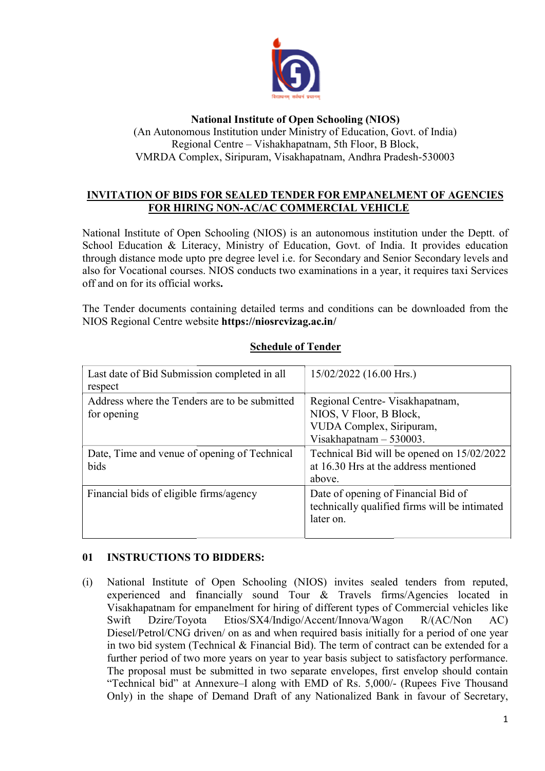**National Institute of Open Schooling (NIOS)**
(An Autonomous Institution under Ministry of Education, Govt. of India)
Regional Centre – Vishakhapatnam, 5th Floor, B Block,
VMRDA Complex, Siripuram, Visakhapatnam, Andhra Pradesh-530003

**INVITATION OF BIDS FOR SEALED TENDER FOR EMPANELMENT OF AGENCIES FOR HIRING NON-AC/AC COMMERCIAL VEHICLE**

National Institute of Open Schooling (NIOS) is an autonomous institution under the Deptt. of School Education & Literacy, Ministry of Education, Govt. of India. It provides education through distance mode upto pre degree level i.e. for Secondary and Senior Secondary levels and also for Vocational courses. NIOS conducts two examinations in a year, it requires taxi Services off and on for its official works**.**

The Tender documents containing detailed terms and conditions can be downloaded from the NIOS Regional Centre website **https://niosrcvizag.ac.in/**

**Schedule of Tender**

| | |
|---|---|
| Last date of Bid Submission completed in all respect | 15/02/2022 (16.00 Hrs.) |
| Address where the Tenders are to be submitted for opening | Regional Centre- Visakhapatnam, NIOS, V Floor, B Block, VUDA Complex, Siripuram, Visakhapatnam – 530003. |
| Date, Time and venue of opening of Technical bids | Technical Bid will be opened on 15/02/2022 at 16.30 Hrs at the address mentioned above. |
| Financial bids of eligible firms/agency | Date of opening of Financial Bid of technically qualified firms will be intimated later on. |

**01 INSTRUCTIONS TO BIDDERS:**

(i) National Institute of Open Schooling (NIOS) invites sealed tenders from reputed, experienced and financially sound Tour & Travels firms/Agencies located in Visakhapatnam for empanelment for hiring of different types of Commercial vehicles like Swift Dzire/Toyota Etios/SX4/Indigo/Accent/Innova/Wagon R/(AC/Non AC) Diesel/Petrol/CNG driven/ on as and when required basis initially for a period of one year in two bid system (Technical & Financial Bid). The term of contract can be extended for a further period of two more years on year to year basis subject to satisfactory performance. The proposal must be submitted in two separate envelopes, first envelop should contain "Technical bid" at Annexure–I along with EMD of Rs. 5,000/- (Rupees Five Thousand Only) in the shape of Demand Draft of any Nationalized Bank in favour of Secretary,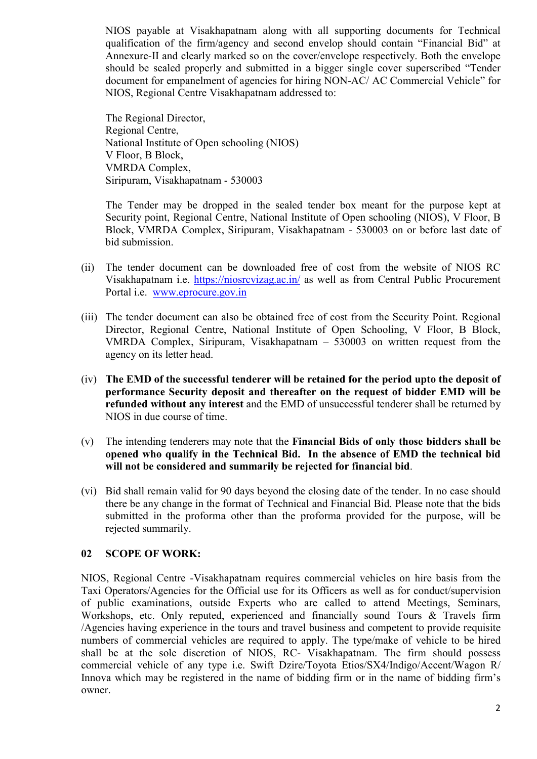NIOS payable at Visakhapatnam along with all supporting documents for Technical qualification of the firm/agency and second envelop should contain "Financial Bid" at Annexure-II and clearly marked so on the cover/envelope respectively. Both the envelope should be sealed properly and submitted in a bigger single cover superscribed "Tender document for empanelment of agencies for hiring NON-AC/ AC Commercial Vehicle" for NIOS, Regional Centre Visakhapatnam addressed to:

The Regional Director,
Regional Centre,
National Institute of Open schooling (NIOS)
V Floor, B Block,
VMRDA Complex,
Siripuram, Visakhapatnam - 530003

The Tender may be dropped in the sealed tender box meant for the purpose kept at Security point, Regional Centre, National Institute of Open schooling (NIOS), V Floor, B Block, VMRDA Complex, Siripuram, Visakhapatnam - 530003 on or before last date of bid submission.

(ii) The tender document can be downloaded free of cost from the website of NIOS RC Visakhapatnam i.e. https://niosrcvizag.ac.in/ as well as from Central Public Procurement Portal i.e. www.eprocure.gov.in

(iii) The tender document can also be obtained free of cost from the Security Point. Regional Director, Regional Centre, National Institute of Open Schooling, V Floor, B Block, VMRDA Complex, Siripuram, Visakhapatnam – 530003 on written request from the agency on its letter head.

(iv) **The EMD of the successful tenderer will be retained for the period upto the deposit of performance Security deposit and thereafter on the request of bidder EMD will be refunded without any interest** and the EMD of unsuccessful tenderer shall be returned by NIOS in due course of time.

(v) The intending tenderers may note that the **Financial Bids of only those bidders shall be opened who qualify in the Technical Bid. In the absence of EMD the technical bid will not be considered and summarily be rejected for financial bid**.

(vi) Bid shall remain valid for 90 days beyond the closing date of the tender. In no case should there be any change in the format of Technical and Financial Bid. Please note that the bids submitted in the proforma other than the proforma provided for the purpose, will be rejected summarily.

## 02 SCOPE OF WORK:

NIOS, Regional Centre -Visakhapatnam requires commercial vehicles on hire basis from the Taxi Operators/Agencies for the Official use for its Officers as well as for conduct/supervision of public examinations, outside Experts who are called to attend Meetings, Seminars, Workshops, etc. Only reputed, experienced and financially sound Tours & Travels firm /Agencies having experience in the tours and travel business and competent to provide requisite numbers of commercial vehicles are required to apply. The type/make of vehicle to be hired shall be at the sole discretion of NIOS, RC- Visakhapatnam. The firm should possess commercial vehicle of any type i.e. Swift Dzire/Toyota Etios/SX4/Indigo/Accent/Wagon R/ Innova which may be registered in the name of bidding firm or in the name of bidding firm's owner.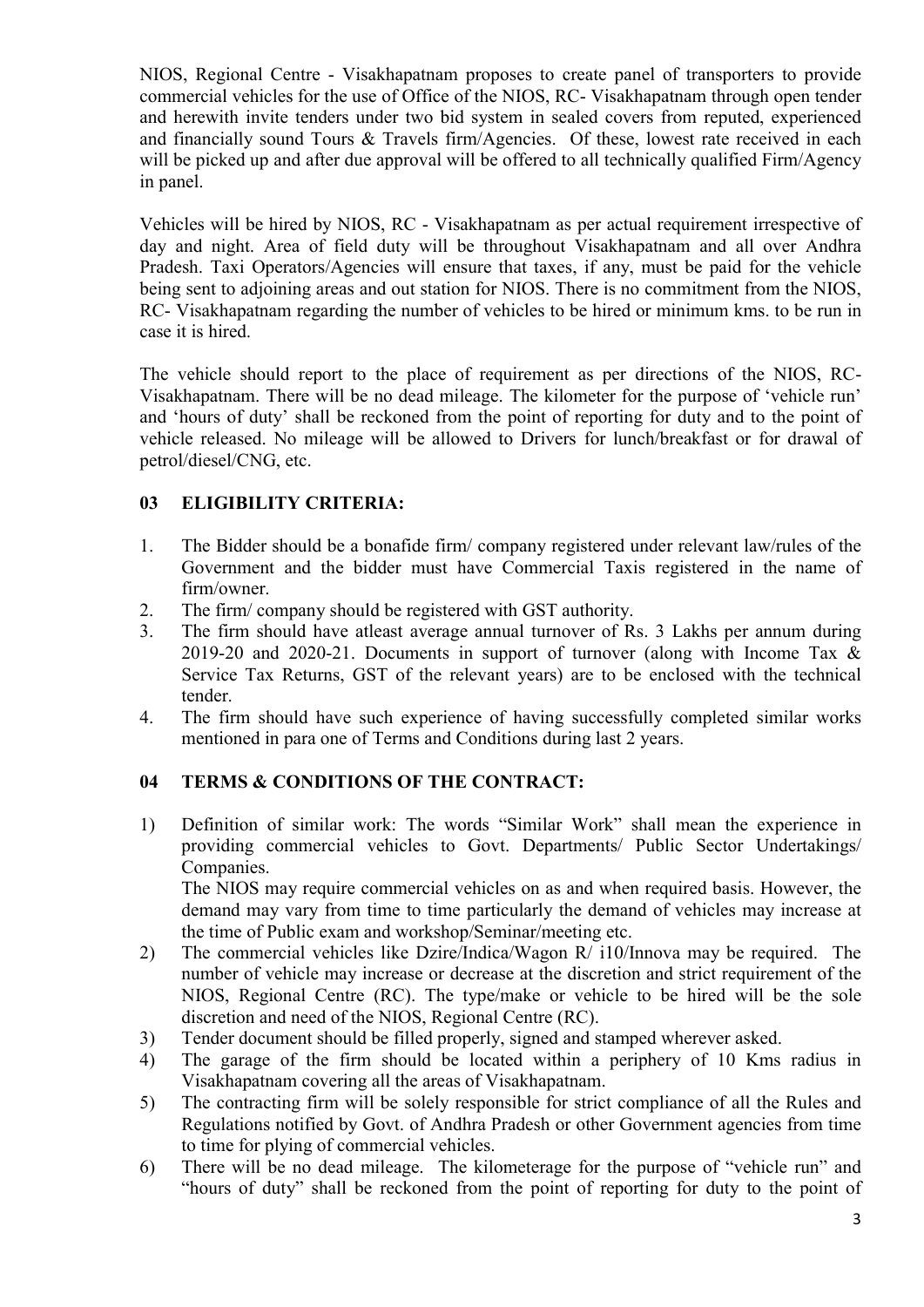NIOS, Regional Centre - Visakhapatnam proposes to create panel of transporters to provide commercial vehicles for the use of Office of the NIOS, RC- Visakhapatnam through open tender and herewith invite tenders under two bid system in sealed covers from reputed, experienced and financially sound Tours & Travels firm/Agencies. Of these, lowest rate received in each will be picked up and after due approval will be offered to all technically qualified Firm/Agency in panel.

Vehicles will be hired by NIOS, RC - Visakhapatnam as per actual requirement irrespective of day and night. Area of field duty will be throughout Visakhapatnam and all over Andhra Pradesh. Taxi Operators/Agencies will ensure that taxes, if any, must be paid for the vehicle being sent to adjoining areas and out station for NIOS. There is no commitment from the NIOS, RC- Visakhapatnam regarding the number of vehicles to be hired or minimum kms. to be run in case it is hired.

The vehicle should report to the place of requirement as per directions of the NIOS, RC- Visakhapatnam. There will be no dead mileage. The kilometer for the purpose of 'vehicle run' and 'hours of duty' shall be reckoned from the point of reporting for duty and to the point of vehicle released. No mileage will be allowed to Drivers for lunch/breakfast or for drawal of petrol/diesel/CNG, etc.

## 03 ELIGIBILITY CRITERIA:

1. The Bidder should be a bonafide firm/ company registered under relevant law/rules of the Government and the bidder must have Commercial Taxis registered in the name of firm/owner.
2. The firm/ company should be registered with GST authority.
3. The firm should have atleast average annual turnover of Rs. 3 Lakhs per annum during 2019-20 and 2020-21. Documents in support of turnover (along with Income Tax & Service Tax Returns, GST of the relevant years) are to be enclosed with the technical tender.
4. The firm should have such experience of having successfully completed similar works mentioned in para one of Terms and Conditions during last 2 years.

## 04 TERMS & CONDITIONS OF THE CONTRACT:

1) Definition of similar work: The words "Similar Work" shall mean the experience in providing commercial vehicles to Govt. Departments/ Public Sector Undertakings/ Companies.
   The NIOS may require commercial vehicles on as and when required basis. However, the demand may vary from time to time particularly the demand of vehicles may increase at the time of Public exam and workshop/Seminar/meeting etc.
2) The commercial vehicles like Dzire/Indica/Wagon R/ i10/Innova may be required. The number of vehicle may increase or decrease at the discretion and strict requirement of the NIOS, Regional Centre (RC). The type/make or vehicle to be hired will be the sole discretion and need of the NIOS, Regional Centre (RC).
3) Tender document should be filled properly, signed and stamped wherever asked.
4) The garage of the firm should be located within a periphery of 10 Kms radius in Visakhapatnam covering all the areas of Visakhapatnam.
5) The contracting firm will be solely responsible for strict compliance of all the Rules and Regulations notified by Govt. of Andhra Pradesh or other Government agencies from time to time for plying of commercial vehicles.
6) There will be no dead mileage. The kilometerage for the purpose of "vehicle run" and "hours of duty" shall be reckoned from the point of reporting for duty to the point of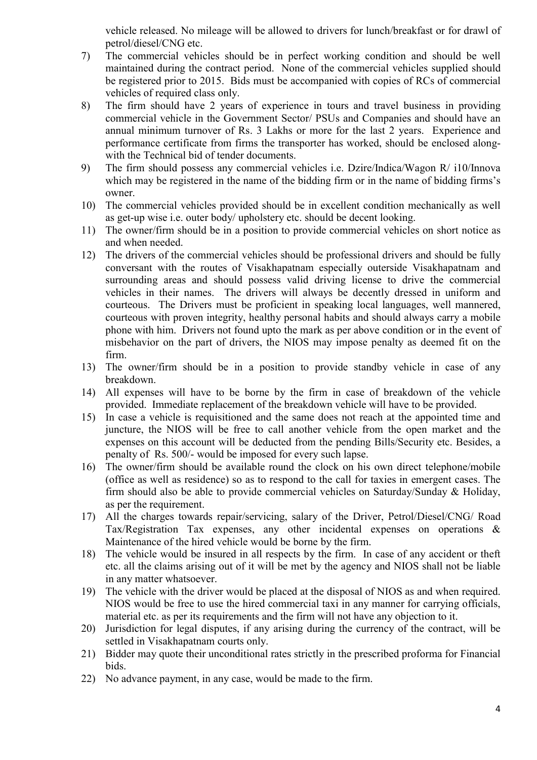vehicle released. No mileage will be allowed to drivers for lunch/breakfast or for drawl of petrol/diesel/CNG etc.

7) The commercial vehicles should be in perfect working condition and should be well maintained during the contract period. None of the commercial vehicles supplied should be registered prior to 2015. Bids must be accompanied with copies of RCs of commercial vehicles of required class only.
8) The firm should have 2 years of experience in tours and travel business in providing commercial vehicle in the Government Sector/ PSUs and Companies and should have an annual minimum turnover of Rs. 3 Lakhs or more for the last 2 years. Experience and performance certificate from firms the transporter has worked, should be enclosed along-with the Technical bid of tender documents.
9) The firm should possess any commercial vehicles i.e. Dzire/Indica/Wagon R/ i10/Innova which may be registered in the name of the bidding firm or in the name of bidding firms's owner.
10) The commercial vehicles provided should be in excellent condition mechanically as well as get-up wise i.e. outer body/ upholstery etc. should be decent looking.
11) The owner/firm should be in a position to provide commercial vehicles on short notice as and when needed.
12) The drivers of the commercial vehicles should be professional drivers and should be fully conversant with the routes of Visakhapatnam especially outerside Visakhapatnam and surrounding areas and should possess valid driving license to drive the commercial vehicles in their names. The drivers will always be decently dressed in uniform and courteous. The Drivers must be proficient in speaking local languages, well mannered, courteous with proven integrity, healthy personal habits and should always carry a mobile phone with him. Drivers not found upto the mark as per above condition or in the event of misbehavior on the part of drivers, the NIOS may impose penalty as deemed fit on the firm.
13) The owner/firm should be in a position to provide standby vehicle in case of any breakdown.
14) All expenses will have to be borne by the firm in case of breakdown of the vehicle provided. Immediate replacement of the breakdown vehicle will have to be provided.
15) In case a vehicle is requisitioned and the same does not reach at the appointed time and juncture, the NIOS will be free to call another vehicle from the open market and the expenses on this account will be deducted from the pending Bills/Security etc. Besides, a penalty of Rs. 500/- would be imposed for every such lapse.
16) The owner/firm should be available round the clock on his own direct telephone/mobile (office as well as residence) so as to respond to the call for taxies in emergent cases. The firm should also be able to provide commercial vehicles on Saturday/Sunday & Holiday, as per the requirement.
17) All the charges towards repair/servicing, salary of the Driver, Petrol/Diesel/CNG/ Road Tax/Registration Tax expenses, any other incidental expenses on operations & Maintenance of the hired vehicle would be borne by the firm.
18) The vehicle would be insured in all respects by the firm. In case of any accident or theft etc. all the claims arising out of it will be met by the agency and NIOS shall not be liable in any matter whatsoever.
19) The vehicle with the driver would be placed at the disposal of NIOS as and when required. NIOS would be free to use the hired commercial taxi in any manner for carrying officials, material etc. as per its requirements and the firm will not have any objection to it.
20) Jurisdiction for legal disputes, if any arising during the currency of the contract, will be settled in Visakhapatnam courts only.
21) Bidder may quote their unconditional rates strictly in the prescribed proforma for Financial bids.
22) No advance payment, in any case, would be made to the firm.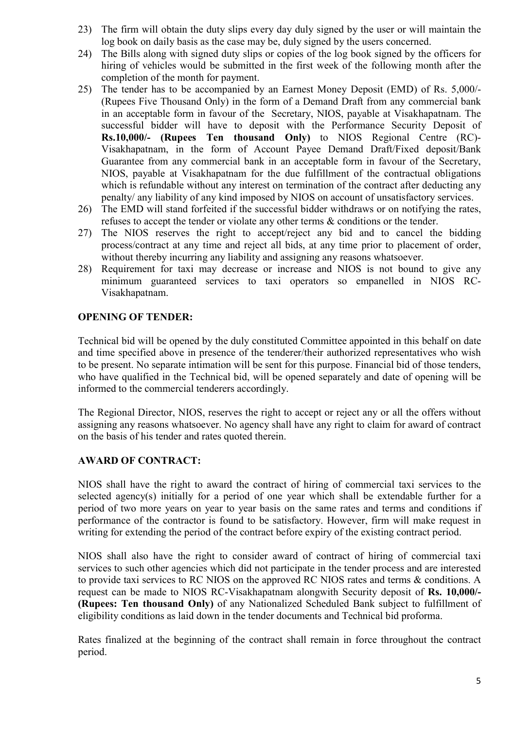23) The firm will obtain the duty slips every day duly signed by the user or will maintain the log book on daily basis as the case may be, duly signed by the users concerned.
24) The Bills along with signed duty slips or copies of the log book signed by the officers for hiring of vehicles would be submitted in the first week of the following month after the completion of the month for payment.
25) The tender has to be accompanied by an Earnest Money Deposit (EMD) of Rs. 5,000/- (Rupees Five Thousand Only) in the form of a Demand Draft from any commercial bank in an acceptable form in favour of the Secretary, NIOS, payable at Visakhapatnam. The successful bidder will have to deposit with the Performance Security Deposit of **Rs.10,000/- (Rupees Ten thousand Only)** to NIOS Regional Centre (RC)-Visakhapatnam, in the form of Account Payee Demand Draft/Fixed deposit/Bank Guarantee from any commercial bank in an acceptable form in favour of the Secretary, NIOS, payable at Visakhapatnam for the due fulfillment of the contractual obligations which is refundable without any interest on termination of the contract after deducting any penalty/ any liability of any kind imposed by NIOS on account of unsatisfactory services.
26) The EMD will stand forfeited if the successful bidder withdraws or on notifying the rates, refuses to accept the tender or violate any other terms & conditions or the tender.
27) The NIOS reserves the right to accept/reject any bid and to cancel the bidding process/contract at any time and reject all bids, at any time prior to placement of order, without thereby incurring any liability and assigning any reasons whatsoever.
28) Requirement for taxi may decrease or increase and NIOS is not bound to give any minimum guaranteed services to taxi operators so empanelled in NIOS RC-Visakhapatnam.

**OPENING OF TENDER:**

Technical bid will be opened by the duly constituted Committee appointed in this behalf on date and time specified above in presence of the tenderer/their authorized representatives who wish to be present. No separate intimation will be sent for this purpose. Financial bid of those tenders, who have qualified in the Technical bid, will be opened separately and date of opening will be informed to the commercial tenderers accordingly.

The Regional Director, NIOS, reserves the right to accept or reject any or all the offers without assigning any reasons whatsoever. No agency shall have any right to claim for award of contract on the basis of his tender and rates quoted therein.

**AWARD OF CONTRACT:**

NIOS shall have the right to award the contract of hiring of commercial taxi services to the selected agency(s) initially for a period of one year which shall be extendable further for a period of two more years on year to year basis on the same rates and terms and conditions if performance of the contractor is found to be satisfactory. However, firm will make request in writing for extending the period of the contract before expiry of the existing contract period.

NIOS shall also have the right to consider award of contract of hiring of commercial taxi services to such other agencies which did not participate in the tender process and are interested to provide taxi services to RC NIOS on the approved RC NIOS rates and terms & conditions. A request can be made to NIOS RC-Visakhapatnam alongwith Security deposit of **Rs. 10,000/- (Rupees: Ten thousand Only)** of any Nationalized Scheduled Bank subject to fulfillment of eligibility conditions as laid down in the tender documents and Technical bid proforma.

Rates finalized at the beginning of the contract shall remain in force throughout the contract period.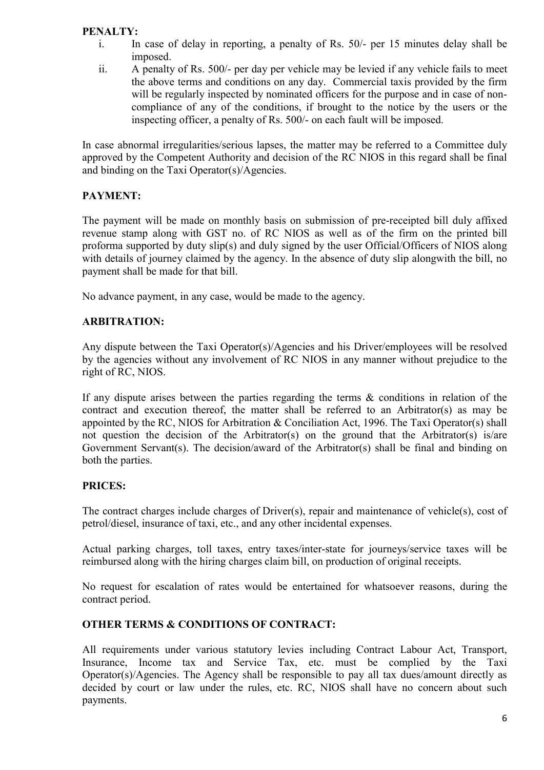**PENALTY:**

i. In case of delay in reporting, a penalty of Rs. 50/- per 15 minutes delay shall be imposed.

ii. A penalty of Rs. 500/- per day per vehicle may be levied if any vehicle fails to meet the above terms and conditions on any day. Commercial taxis provided by the firm will be regularly inspected by nominated officers for the purpose and in case of non-compliance of any of the conditions, if brought to the notice by the users or the inspecting officer, a penalty of Rs. 500/- on each fault will be imposed.

In case abnormal irregularities/serious lapses, the matter may be referred to a Committee duly approved by the Competent Authority and decision of the RC NIOS in this regard shall be final and binding on the Taxi Operator(s)/Agencies.

**PAYMENT:**

The payment will be made on monthly basis on submission of pre-receipted bill duly affixed revenue stamp along with GST no. of RC NIOS as well as of the firm on the printed bill proforma supported by duty slip(s) and duly signed by the user Official/Officers of NIOS along with details of journey claimed by the agency. In the absence of duty slip alongwith the bill, no payment shall be made for that bill.

No advance payment, in any case, would be made to the agency.

**ARBITRATION:**

Any dispute between the Taxi Operator(s)/Agencies and his Driver/employees will be resolved by the agencies without any involvement of RC NIOS in any manner without prejudice to the right of RC, NIOS.

If any dispute arises between the parties regarding the terms & conditions in relation of the contract and execution thereof, the matter shall be referred to an Arbitrator(s) as may be appointed by the RC, NIOS for Arbitration & Conciliation Act, 1996. The Taxi Operator(s) shall not question the decision of the Arbitrator(s) on the ground that the Arbitrator(s) is/are Government Servant(s). The decision/award of the Arbitrator(s) shall be final and binding on both the parties.

**PRICES:**

The contract charges include charges of Driver(s), repair and maintenance of vehicle(s), cost of petrol/diesel, insurance of taxi, etc., and any other incidental expenses.

Actual parking charges, toll taxes, entry taxes/inter-state for journeys/service taxes will be reimbursed along with the hiring charges claim bill, on production of original receipts.

No request for escalation of rates would be entertained for whatsoever reasons, during the contract period.

**OTHER TERMS & CONDITIONS OF CONTRACT:**

All requirements under various statutory levies including Contract Labour Act, Transport, Insurance, Income tax and Service Tax, etc. must be complied by the Taxi Operator(s)/Agencies. The Agency shall be responsible to pay all tax dues/amount directly as decided by court or law under the rules, etc. RC, NIOS shall have no concern about such payments.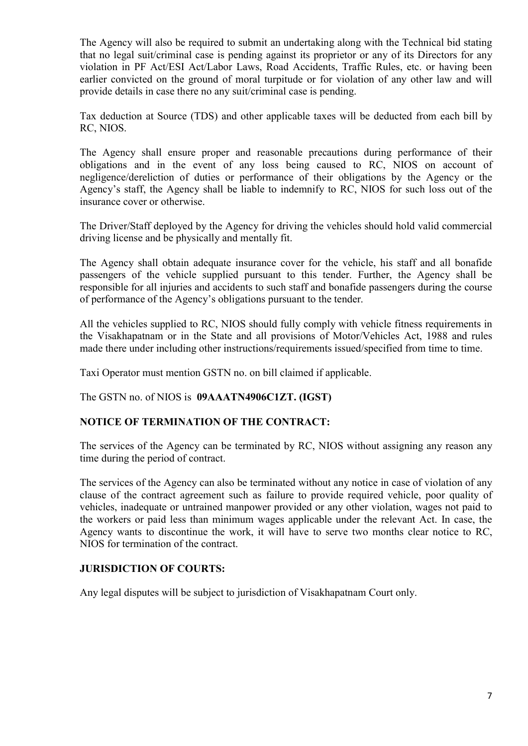The Agency will also be required to submit an undertaking along with the Technical bid stating that no legal suit/criminal case is pending against its proprietor or any of its Directors for any violation in PF Act/ESI Act/Labor Laws, Road Accidents, Traffic Rules, etc. or having been earlier convicted on the ground of moral turpitude or for violation of any other law and will provide details in case there no any suit/criminal case is pending.

Tax deduction at Source (TDS) and other applicable taxes will be deducted from each bill by RC, NIOS.

The Agency shall ensure proper and reasonable precautions during performance of their obligations and in the event of any loss being caused to RC, NIOS on account of negligence/dereliction of duties or performance of their obligations by the Agency or the Agency's staff, the Agency shall be liable to indemnify to RC, NIOS for such loss out of the insurance cover or otherwise.

The Driver/Staff deployed by the Agency for driving the vehicles should hold valid commercial driving license and be physically and mentally fit.

The Agency shall obtain adequate insurance cover for the vehicle, his staff and all bonafide passengers of the vehicle supplied pursuant to this tender. Further, the Agency shall be responsible for all injuries and accidents to such staff and bonafide passengers during the course of performance of the Agency's obligations pursuant to the tender.

All the vehicles supplied to RC, NIOS should fully comply with vehicle fitness requirements in the Visakhapatnam or in the State and all provisions of Motor/Vehicles Act, 1988 and rules made there under including other instructions/requirements issued/specified from time to time.

Taxi Operator must mention GSTN no. on bill claimed if applicable.

The GSTN no. of NIOS is **09AAATN4906C1ZT. (IGST)**

**NOTICE OF TERMINATION OF THE CONTRACT:**

The services of the Agency can be terminated by RC, NIOS without assigning any reason any time during the period of contract.

The services of the Agency can also be terminated without any notice in case of violation of any clause of the contract agreement such as failure to provide required vehicle, poor quality of vehicles, inadequate or untrained manpower provided or any other violation, wages not paid to the workers or paid less than minimum wages applicable under the relevant Act. In case, the Agency wants to discontinue the work, it will have to serve two months clear notice to RC, NIOS for termination of the contract.

**JURISDICTION OF COURTS:**

Any legal disputes will be subject to jurisdiction of Visakhapatnam Court only.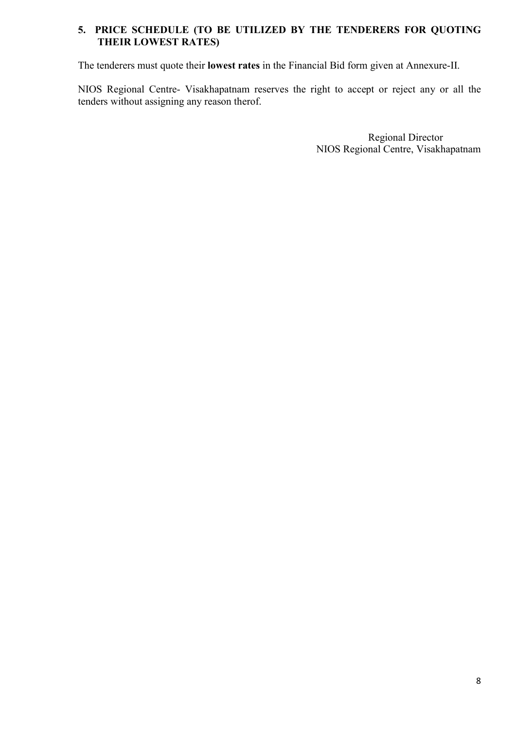## 5. PRICE SCHEDULE (TO BE UTILIZED BY THE TENDERERS FOR QUOTING THEIR LOWEST RATES)

The tenderers must quote their **lowest rates** in the Financial Bid form given at Annexure-II.

NIOS Regional Centre- Visakhapatnam reserves the right to accept or reject any or all the tenders without assigning any reason therof.

Regional Director
NIOS Regional Centre, Visakhapatnam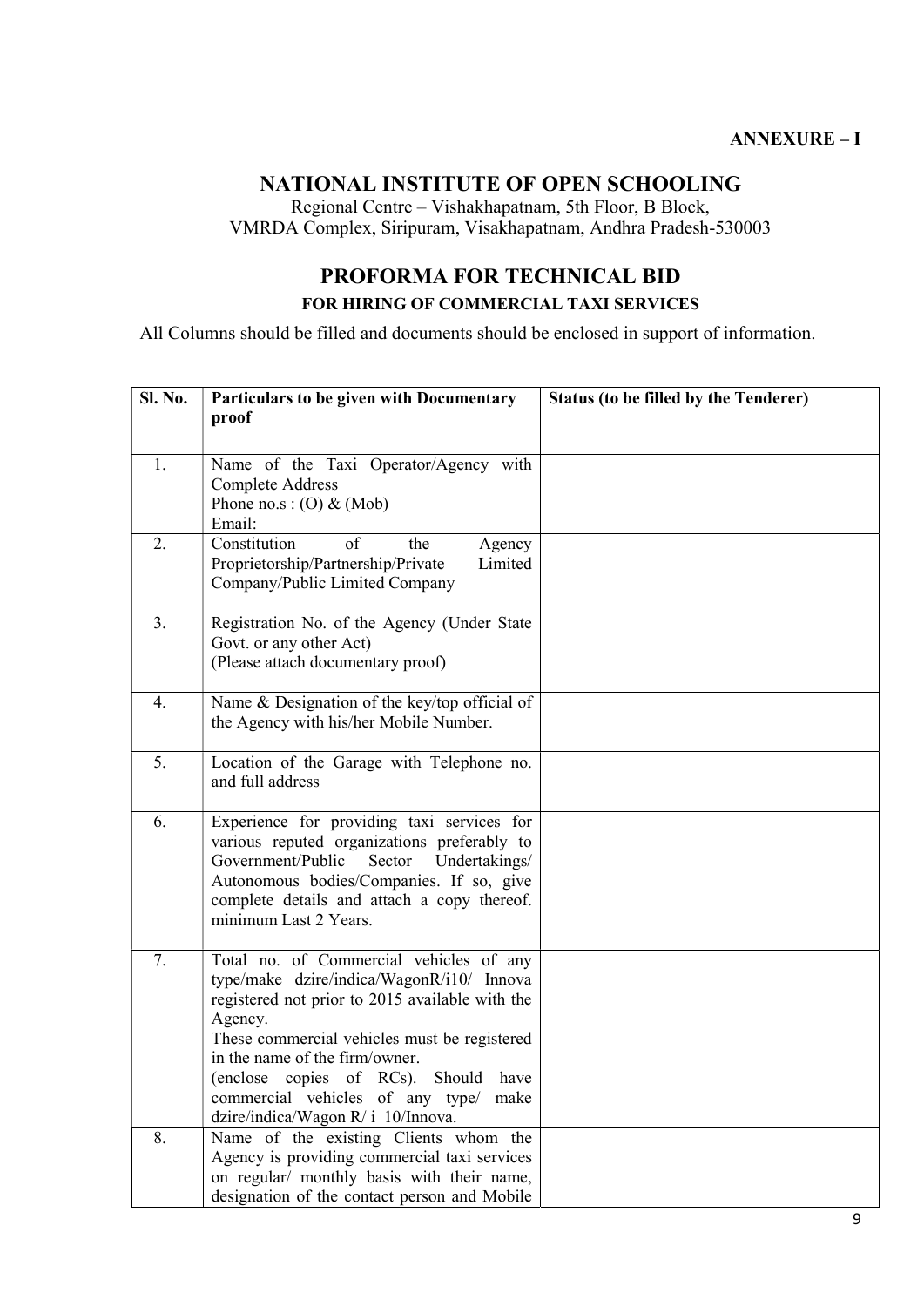**ANNEXURE – I**

# NATIONAL INSTITUTE OF OPEN SCHOOLING

Regional Centre – Vishakhapatnam, 5th Floor, B Block,
VMRDA Complex, Siripuram, Visakhapatnam, Andhra Pradesh-530003

## PROFORMA FOR TECHNICAL BID

### FOR HIRING OF COMMERCIAL TAXI SERVICES

All Columns should be filled and documents should be enclosed in support of information.

| Sl. No. | Particulars to be given with Documentary proof | Status (to be filled by the Tenderer) |
|---|---|---|
| 1. | Name of the Taxi Operator/Agency with Complete Address<br>Phone no.s : (O) & (Mob)<br>Email: | |
| 2. | Constitution of the Agency Proprietorship/Partnership/Private Limited Company/Public Limited Company | |
| 3. | Registration No. of the Agency (Under State Govt. or any other Act)<br>(Please attach documentary proof) | |
| 4. | Name & Designation of the key/top official of the Agency with his/her Mobile Number. | |
| 5. | Location of the Garage with Telephone no. and full address | |
| 6. | Experience for providing taxi services for various reputed organizations preferably to Government/Public Sector Undertakings/ Autonomous bodies/Companies. If so, give complete details and attach a copy thereof. minimum Last 2 Years. | |
| 7. | Total no. of Commercial vehicles of any type/make dzire/indica/WagonR/i10/ Innova registered not prior to 2015 available with the Agency.<br>These commercial vehicles must be registered in the name of the firm/owner.<br>(enclose copies of RCs). Should have commercial vehicles of any type/ make dzire/indica/Wagon R/ i 10/Innova. | |
| 8. | Name of the existing Clients whom the Agency is providing commercial taxi services on regular/ monthly basis with their name, designation of the contact person and Mobile | |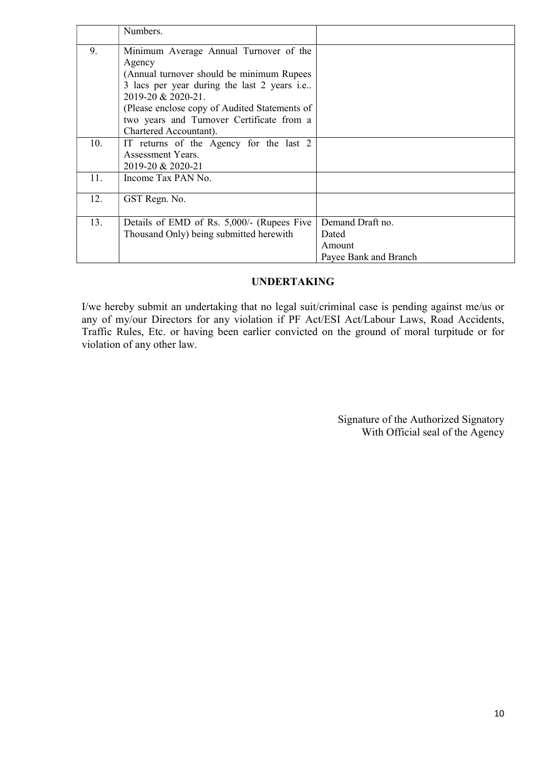|  |  |  |
|---|---|---|
|  | Numbers. |  |
| 9. | Minimum Average Annual Turnover of the Agency (Annual turnover should be minimum Rupees 3 lacs per year during the last 2 years i.e.. 2019-20 & 2020-21. (Please enclose copy of Audited Statements of two years and Turnover Certificate from a Chartered Accountant). |  |
| 10. | IT returns of the Agency for the last 2 Assessment Years. 2019-20 & 2020-21 |  |
| 11. | Income Tax PAN No. |  |
| 12. | GST Regn. No. |  |
| 13. | Details of EMD of Rs. 5,000/- (Rupees Five Thousand Only) being submitted herewith | Demand Draft no.<br>Dated<br>Amount<br>Payee Bank and Branch |

## UNDERTAKING

I/we hereby submit an undertaking that no legal suit/criminal case is pending against me/us or any of my/our Directors for any violation if PF Act/ESI Act/Labour Laws, Road Accidents, Traffic Rules, Etc. or having been earlier convicted on the ground of moral turpitude or for violation of any other law.

Signature of the Authorized Signatory
With Official seal of the Agency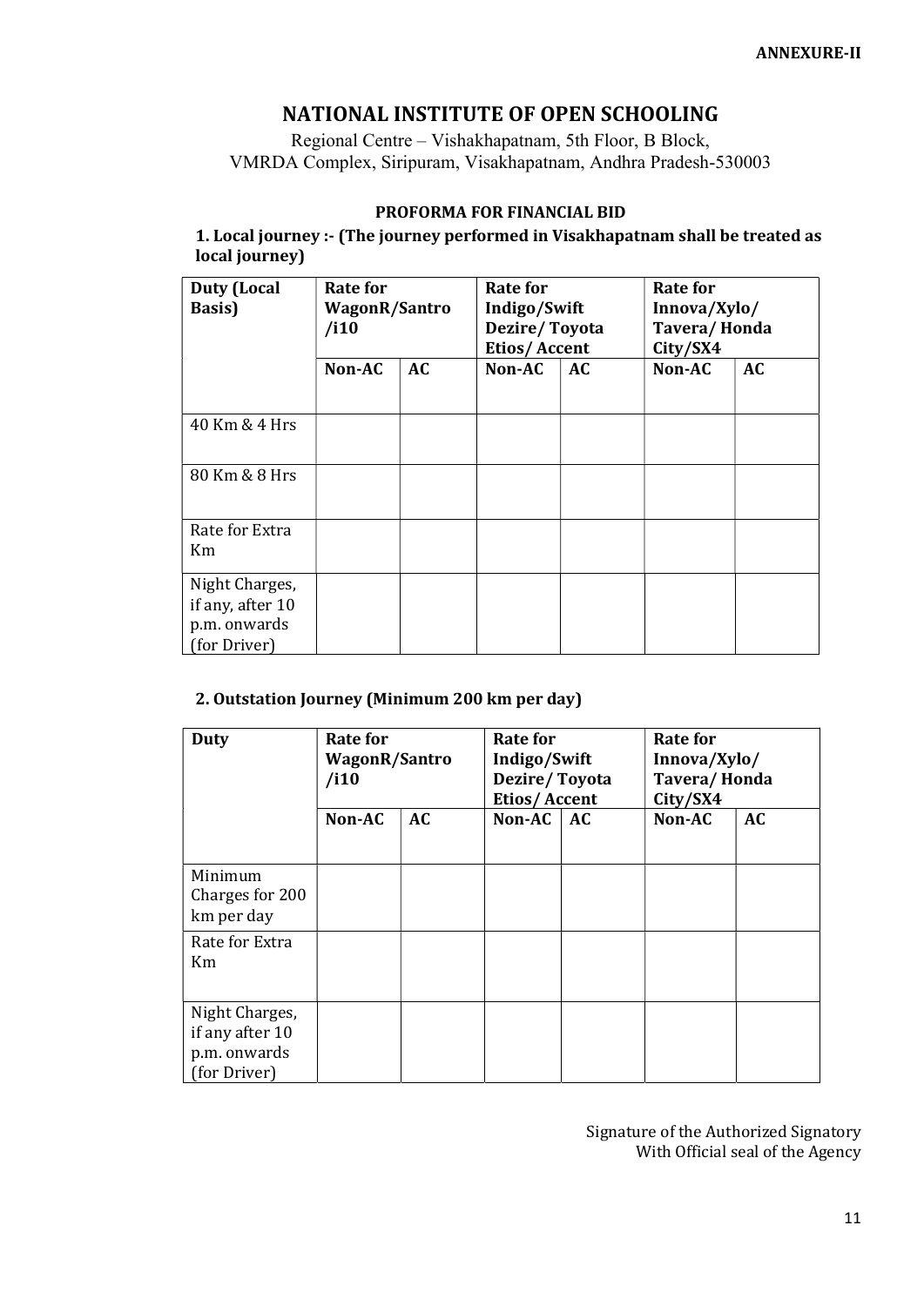**ANNEXURE-II**

# NATIONAL INSTITUTE OF OPEN SCHOOLING

Regional Centre – Vishakhapatnam, 5th Floor, B Block,
VMRDA Complex, Siripuram, Visakhapatnam, Andhra Pradesh-530003

## PROFORMA FOR FINANCIAL BID

### 1. Local journey :- (The journey performed in Visakhapatnam shall be treated as local journey)

| Duty (Local Basis) | Rate for WagonR/Santro /i10 | | Rate for Indigo/Swift Dezire/ Toyota Etios/ Accent | | Rate for Innova/Xylo/ Tavera/ Honda City/SX4 | |
|---|---|---|---|---|---|---|
| | Non-AC | AC | Non-AC | AC | Non-AC | AC |
| 40 Km & 4 Hrs | | | | | | |
| 80 Km & 8 Hrs | | | | | | |
| Rate for Extra Km | | | | | | |
| Night Charges, if any, after 10 p.m. onwards (for Driver) | | | | | | |

### 2. Outstation Journey (Minimum 200 km per day)

| Duty | Rate for WagonR/Santro /i10 | | Rate for Indigo/Swift Dezire/ Toyota Etios/ Accent | | Rate for Innova/Xylo/ Tavera/ Honda City/SX4 | |
|---|---|---|---|---|---|---|
| | Non-AC | AC | Non-AC | AC | Non-AC | AC |
| Minimum Charges for 200 km per day | | | | | | |
| Rate for Extra Km | | | | | | |
| Night Charges, if any after 10 p.m. onwards (for Driver) | | | | | | |

Signature of the Authorized Signatory
With Official seal of the Agency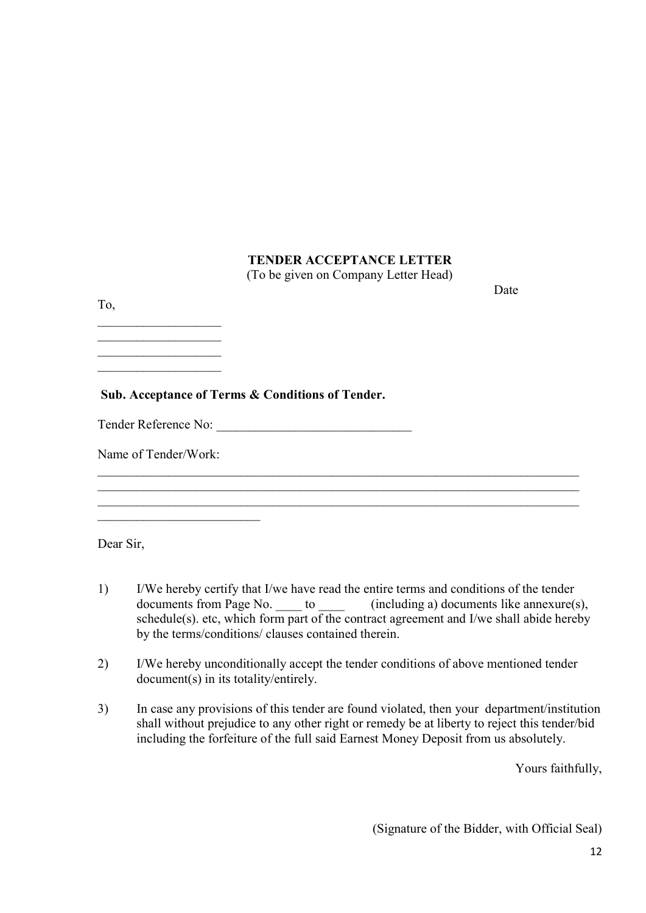**TENDER ACCEPTANCE LETTER**

(To be given on Company Letter Head)

Date

To,

\_\_\_\_\_\_\_\_\_\_\_\_\_\_\_\_\_\_\_

\_\_\_\_\_\_\_\_\_\_\_\_\_\_\_\_\_\_\_

\_\_\_\_\_\_\_\_\_\_\_\_\_\_\_\_\_\_\_

\_\_\_\_\_\_\_\_\_\_\_\_\_\_\_\_\_\_\_

**Sub. Acceptance of Terms & Conditions of Tender.**

Tender Reference No: \_\_\_\_\_\_\_\_\_\_\_\_\_\_\_\_\_\_\_\_\_\_\_\_\_\_\_\_\_\_

Name of Tender/Work:

\_\_\_\_\_\_\_\_\_\_\_\_\_\_\_\_\_\_\_\_\_\_\_\_\_\_\_\_\_\_\_\_\_\_\_\_\_\_\_\_\_\_\_\_\_\_\_\_\_\_\_\_\_\_\_\_\_\_\_\_\_\_\_\_\_\_\_\_\_\_\_\_\_\_\_\_

\_\_\_\_\_\_\_\_\_\_\_\_\_\_\_\_\_\_\_\_\_\_\_\_\_\_\_\_\_\_\_\_\_\_\_\_\_\_\_\_\_\_\_\_\_\_\_\_\_\_\_\_\_\_\_\_\_\_\_\_\_\_\_\_\_\_\_\_\_\_\_\_\_\_\_\_

\_\_\_\_\_\_\_\_\_\_\_\_\_\_\_\_\_\_\_\_\_\_\_\_\_\_\_\_\_\_\_\_\_\_\_\_\_\_\_\_\_\_\_\_\_\_\_\_\_\_\_\_\_\_\_\_\_\_\_\_\_\_\_\_\_\_\_\_\_\_\_\_\_\_\_\_

\_\_\_\_\_\_\_\_\_\_\_\_\_\_\_\_\_\_\_\_\_\_\_\_\_\_

Dear Sir,

1) I/We hereby certify that I/we have read the entire terms and conditions of the tender documents from Page No. \_\_\_\_ to \_\_\_\_ (including a) documents like annexure(s), schedule(s). etc, which form part of the contract agreement and I/we shall abide hereby by the terms/conditions/ clauses contained therein.

2) I/We hereby unconditionally accept the tender conditions of above mentioned tender document(s) in its totality/entirely.

3) In case any provisions of this tender are found violated, then your department/institution shall without prejudice to any other right or remedy be at liberty to reject this tender/bid including the forfeiture of the full said Earnest Money Deposit from us absolutely.

Yours faithfully,

(Signature of the Bidder, with Official Seal)